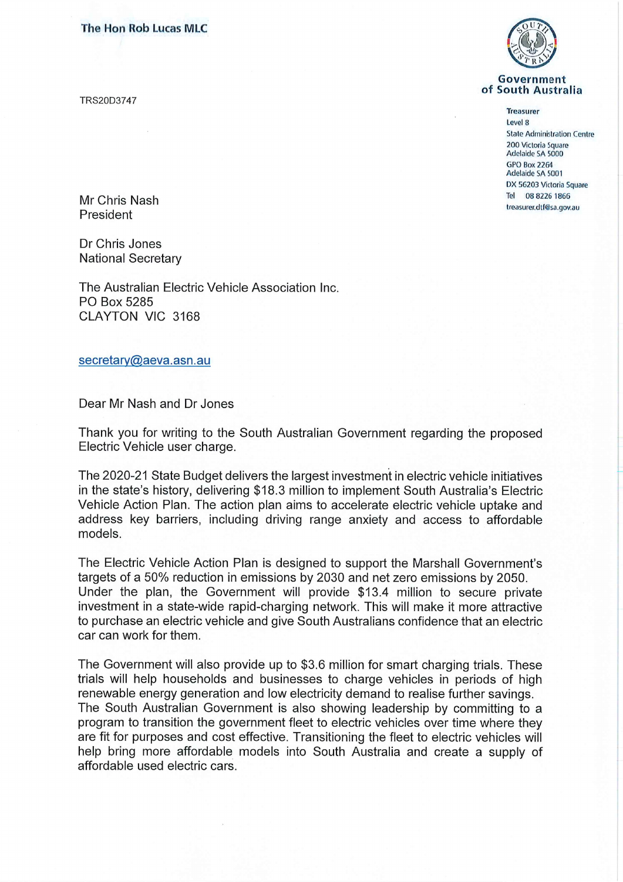**The Hon Rob Lucas MLC**

**Government of South Australia**

**Treasurer**
Level 8
State Administration Centre
200 Victoria Square
Adelaide SA 5000
GPO Box 2264
Adelaide SA 5001
DX 56203 Victoria Square
Tel 08 8226 1866
treasurer.dtf@sa.gov.au

TRS20D3747

Mr Chris Nash
President

Dr Chris Jones
National Secretary

The Australian Electric Vehicle Association Inc.
PO Box 5285
CLAYTON VIC 3168

secretary@aeva.asn.au

Dear Mr Nash and Dr Jones

Thank you for writing to the South Australian Government regarding the proposed Electric Vehicle user charge.

The 2020-21 State Budget delivers the largest investment in electric vehicle initiatives in the state's history, delivering $18.3 million to implement South Australia's Electric Vehicle Action Plan. The action plan aims to accelerate electric vehicle uptake and address key barriers, including driving range anxiety and access to affordable models.

The Electric Vehicle Action Plan is designed to support the Marshall Government's targets of a 50% reduction in emissions by 2030 and net zero emissions by 2050. Under the plan, the Government will provide $13.4 million to secure private investment in a state-wide rapid-charging network. This will make it more attractive to purchase an electric vehicle and give South Australians confidence that an electric car can work for them.

The Government will also provide up to $3.6 million for smart charging trials. These trials will help households and businesses to charge vehicles in periods of high renewable energy generation and low electricity demand to realise further savings. The South Australian Government is also showing leadership by committing to a program to transition the government fleet to electric vehicles over time where they are fit for purposes and cost effective. Transitioning the fleet to electric vehicles will help bring more affordable models into South Australia and create a supply of affordable used electric cars.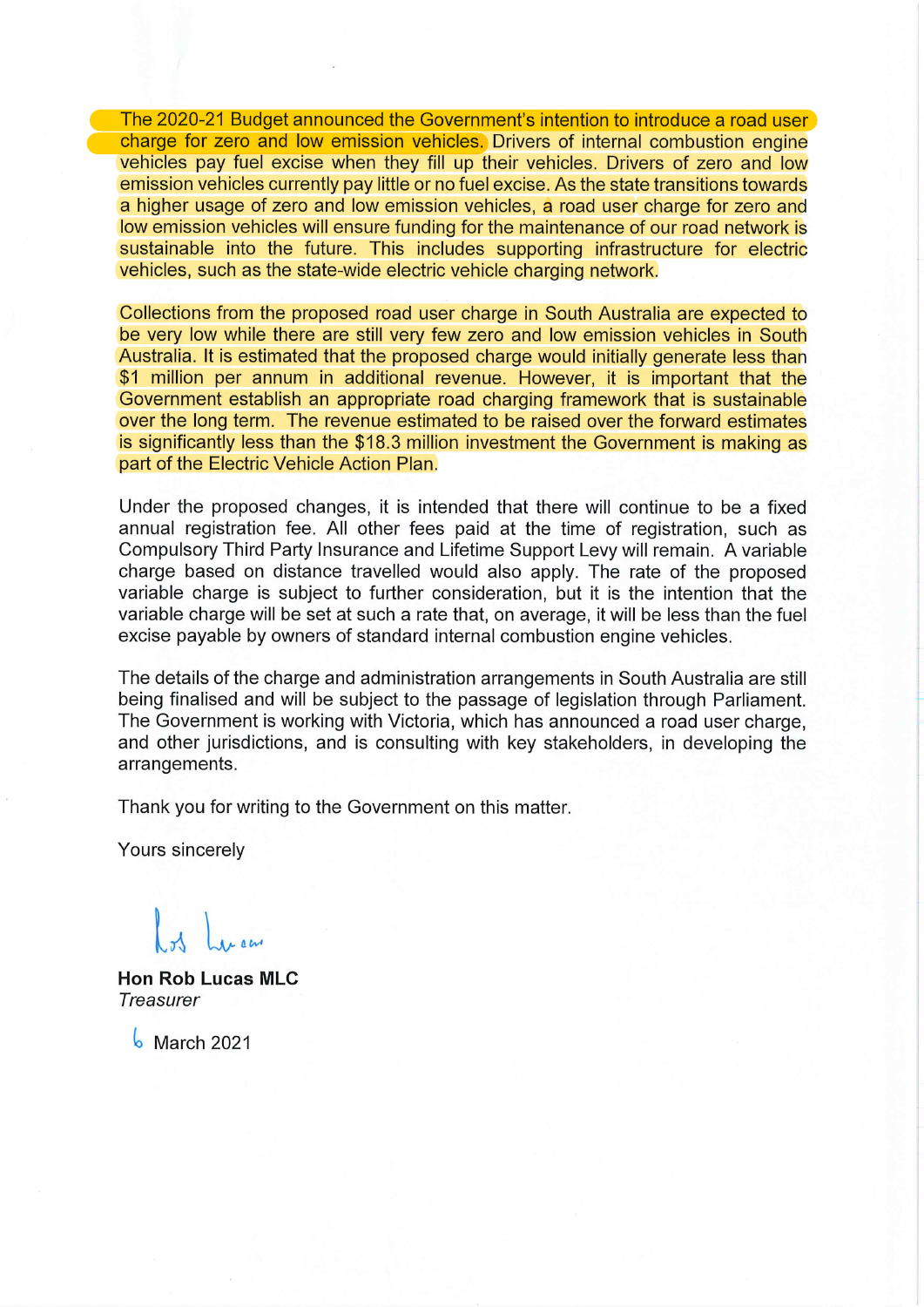The 2020-21 Budget announced the Government's intention to introduce a road user charge for zero and low emission vehicles. Drivers of internal combustion engine vehicles pay fuel excise when they fill up their vehicles. Drivers of zero and low emission vehicles currently pay little or no fuel excise. As the state transitions towards a higher usage of zero and low emission vehicles, a road user charge for zero and low emission vehicles will ensure funding for the maintenance of our road network is sustainable into the future. This includes supporting infrastructure for electric vehicles, such as the state-wide electric vehicle charging network.

Collections from the proposed road user charge in South Australia are expected to be very low while there are still very few zero and low emission vehicles in South Australia. It is estimated that the proposed charge would initially generate less than $1 million per annum in additional revenue. However, it is important that the Government establish an appropriate road charging framework that is sustainable over the long term. The revenue estimated to be raised over the forward estimates is significantly less than the $18.3 million investment the Government is making as part of the Electric Vehicle Action Plan.

Under the proposed changes, it is intended that there will continue to be a fixed annual registration fee. All other fees paid at the time of registration, such as Compulsory Third Party Insurance and Lifetime Support Levy will remain. A variable charge based on distance travelled would also apply. The rate of the proposed variable charge is subject to further consideration, but it is the intention that the variable charge will be set at such a rate that, on average, it will be less than the fuel excise payable by owners of standard internal combustion engine vehicles.

The details of the charge and administration arrangements in South Australia are still being finalised and will be subject to the passage of legislation through Parliament. The Government is working with Victoria, which has announced a road user charge, and other jurisdictions, and is consulting with key stakeholders, in developing the arrangements.

Thank you for writing to the Government on this matter.

Yours sincerely

**Hon Rob Lucas MLC**
*Treasurer*

6 March 2021